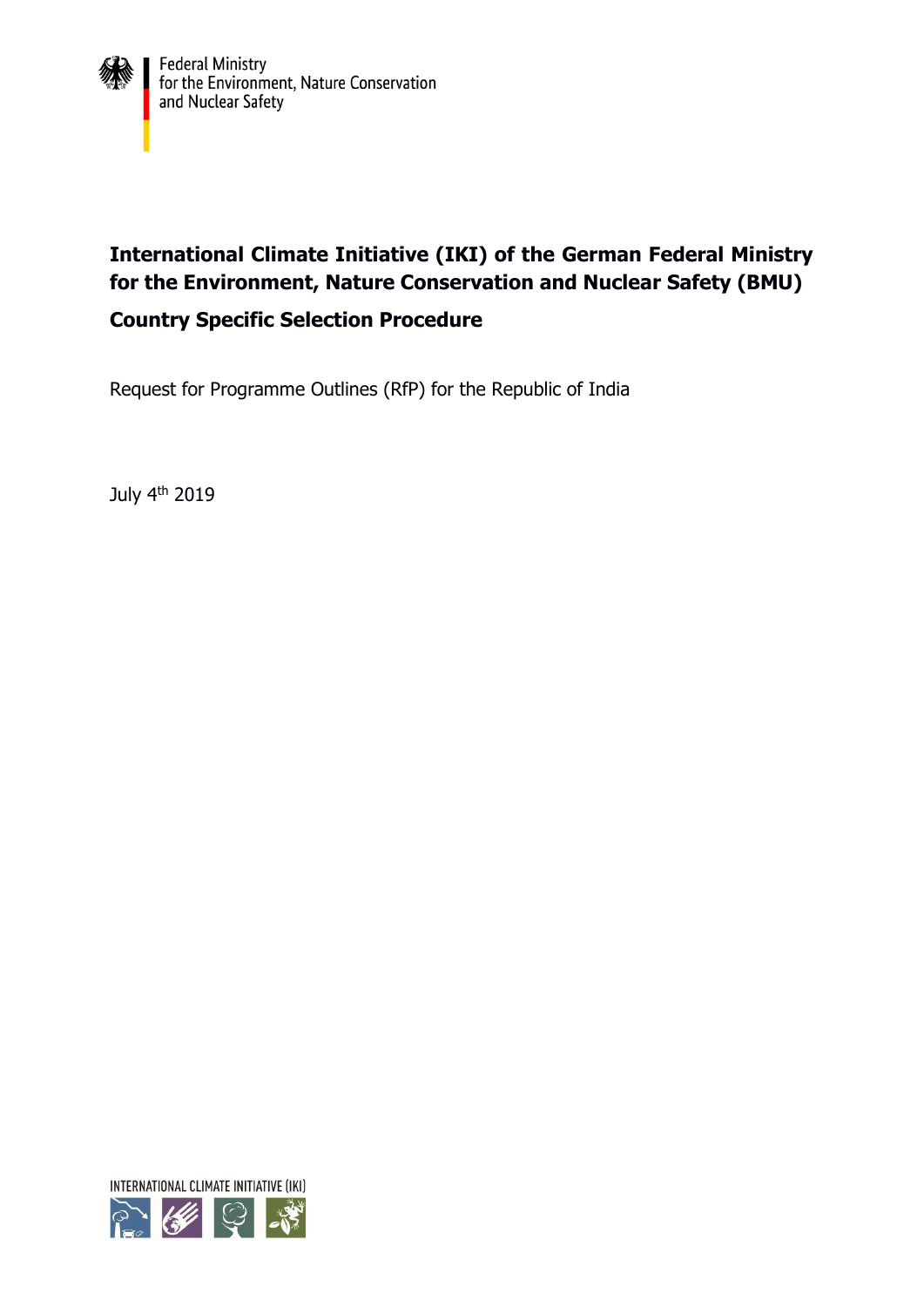Federal Ministry
for the Environment, Nature Conservation
and Nuclear Safety

# International Climate Initiative (IKI) of the German Federal Ministry for the Environment, Nature Conservation and Nuclear Safety (BMU)

## Country Specific Selection Procedure

Request for Programme Outlines (RfP) for the Republic of India

July 4th 2019

INTERNATIONAL CLIMATE INITIATIVE (IKI)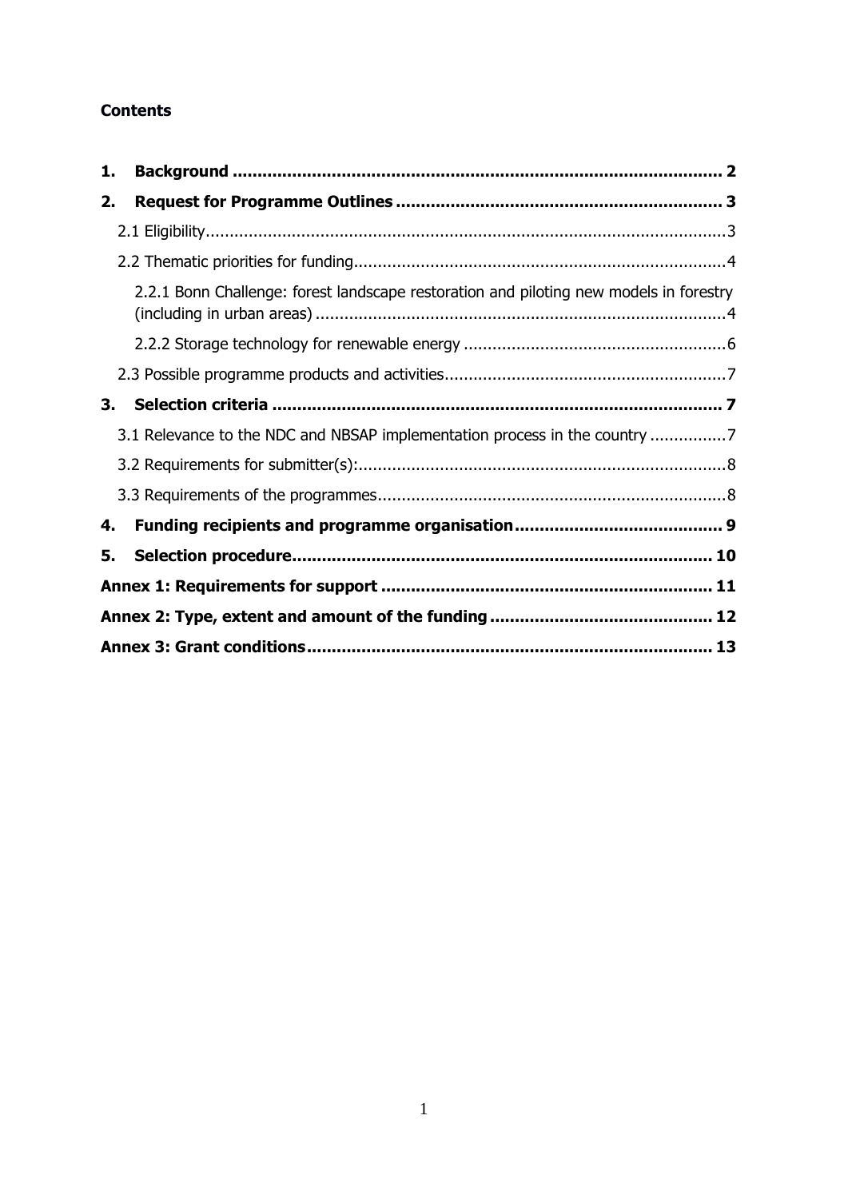**Contents**

1. **Background** .................................................................................................... 2
2. **Request for Programme Outlines** ................................................................. 3
   - 2.1 Eligibility ............................................................................................................ 3
   - 2.2 Thematic priorities for funding ............................................................................ 4
     - 2.2.1 Bonn Challenge: forest landscape restoration and piloting new models in forestry (including in urban areas) ..................................................................................... 4
     - 2.2.2 Storage technology for renewable energy ....................................................... 6
   - 2.3 Possible programme products and activities ........................................................ 7
3. **Selection criteria** ........................................................................................... 7
   - 3.1 Relevance to the NDC and NBSAP implementation process in the country ................ 7
   - 3.2 Requirements for submitter(s): ............................................................................ 8
   - 3.3 Requirements of the programmes ........................................................................ 8
4. **Funding recipients and programme organisation** .......................................... 9
5. **Selection procedure** ...................................................................................... 10

**Annex 1: Requirements for support** .................................................................. 11

**Annex 2: Type, extent and amount of the funding** ............................................ 12

**Annex 3: Grant conditions** ................................................................................. 13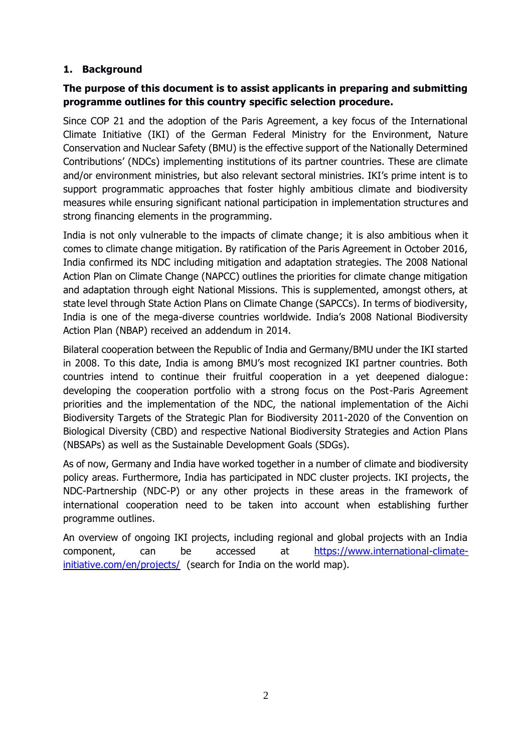## 1. Background

**The purpose of this document is to assist applicants in preparing and submitting programme outlines for this country specific selection procedure.**

Since COP 21 and the adoption of the Paris Agreement, a key focus of the International Climate Initiative (IKI) of the German Federal Ministry for the Environment, Nature Conservation and Nuclear Safety (BMU) is the effective support of the Nationally Determined Contributions' (NDCs) implementing institutions of its partner countries. These are climate and/or environment ministries, but also relevant sectoral ministries. IKI's prime intent is to support programmatic approaches that foster highly ambitious climate and biodiversity measures while ensuring significant national participation in implementation structures and strong financing elements in the programming.

India is not only vulnerable to the impacts of climate change; it is also ambitious when it comes to climate change mitigation. By ratification of the Paris Agreement in October 2016, India confirmed its NDC including mitigation and adaptation strategies. The 2008 National Action Plan on Climate Change (NAPCC) outlines the priorities for climate change mitigation and adaptation through eight National Missions. This is supplemented, amongst others, at state level through State Action Plans on Climate Change (SAPCCs). In terms of biodiversity, India is one of the mega-diverse countries worldwide. India's 2008 National Biodiversity Action Plan (NBAP) received an addendum in 2014.

Bilateral cooperation between the Republic of India and Germany/BMU under the IKI started in 2008. To this date, India is among BMU's most recognized IKI partner countries. Both countries intend to continue their fruitful cooperation in a yet deepened dialogue: developing the cooperation portfolio with a strong focus on the Post-Paris Agreement priorities and the implementation of the NDC, the national implementation of the Aichi Biodiversity Targets of the Strategic Plan for Biodiversity 2011-2020 of the Convention on Biological Diversity (CBD) and respective National Biodiversity Strategies and Action Plans (NBSAPs) as well as the Sustainable Development Goals (SDGs).

As of now, Germany and India have worked together in a number of climate and biodiversity policy areas. Furthermore, India has participated in NDC cluster projects. IKI projects, the NDC-Partnership (NDC-P) or any other projects in these areas in the framework of international cooperation need to be taken into account when establishing further programme outlines.

An overview of ongoing IKI projects, including regional and global projects with an India component, can be accessed at [https://www.international-climate-initiative.com/en/projects/](https://www.international-climate-initiative.com/en/projects/) (search for India on the world map).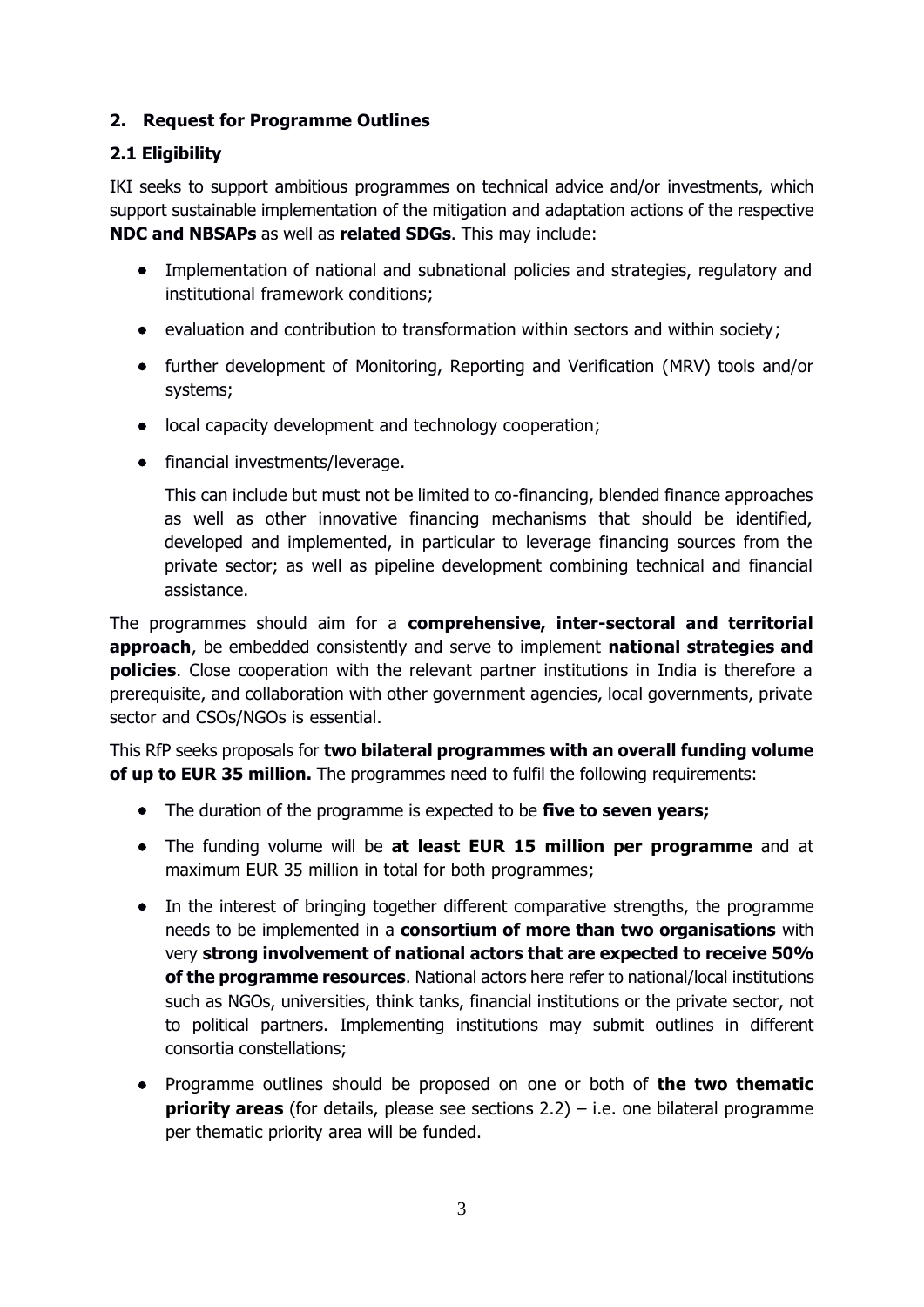## 2. Request for Programme Outlines

### 2.1 Eligibility

IKI seeks to support ambitious programmes on technical advice and/or investments, which support sustainable implementation of the mitigation and adaptation actions of the respective **NDC and NBSAPs** as well as **related SDGs**. This may include:

- Implementation of national and subnational policies and strategies, regulatory and institutional framework conditions;
- evaluation and contribution to transformation within sectors and within society;
- further development of Monitoring, Reporting and Verification (MRV) tools and/or systems;
- local capacity development and technology cooperation;
- financial investments/leverage.

  This can include but must not be limited to co-financing, blended finance approaches as well as other innovative financing mechanisms that should be identified, developed and implemented, in particular to leverage financing sources from the private sector; as well as pipeline development combining technical and financial assistance.

The programmes should aim for a **comprehensive, inter-sectoral and territorial approach**, be embedded consistently and serve to implement **national strategies and policies**. Close cooperation with the relevant partner institutions in India is therefore a prerequisite, and collaboration with other government agencies, local governments, private sector and CSOs/NGOs is essential.

This RfP seeks proposals for **two bilateral programmes with an overall funding volume of up to EUR 35 million.** The programmes need to fulfil the following requirements:

- The duration of the programme is expected to be **five to seven years;**
- The funding volume will be **at least EUR 15 million per programme** and at maximum EUR 35 million in total for both programmes;
- In the interest of bringing together different comparative strengths, the programme needs to be implemented in a **consortium of more than two organisations** with very **strong involvement of national actors that are expected to receive 50% of the programme resources**. National actors here refer to national/local institutions such as NGOs, universities, think tanks, financial institutions or the private sector, not to political partners. Implementing institutions may submit outlines in different consortia constellations;
- Programme outlines should be proposed on one or both of **the two thematic priority areas** (for details, please see sections 2.2) – i.e. one bilateral programme per thematic priority area will be funded.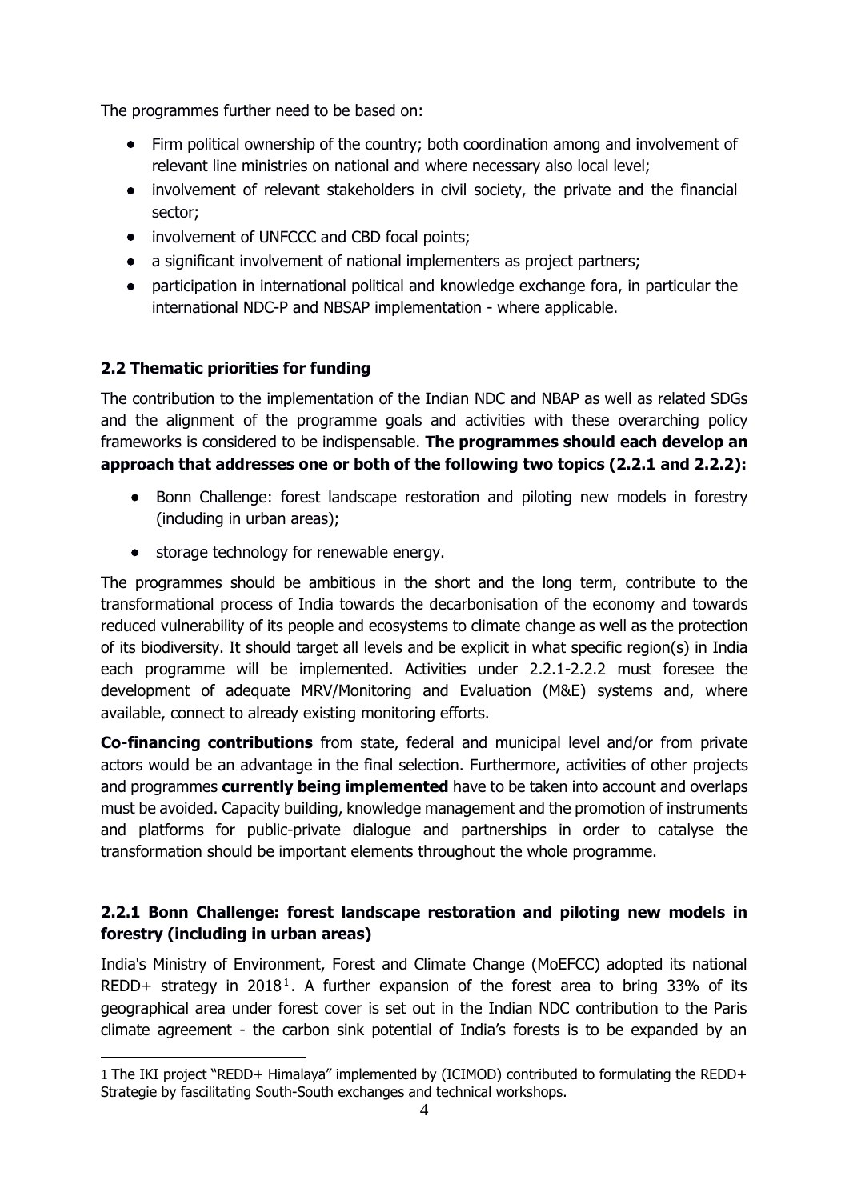The programmes further need to be based on:

- Firm political ownership of the country; both coordination among and involvement of relevant line ministries on national and where necessary also local level;
- involvement of relevant stakeholders in civil society, the private and the financial sector;
- involvement of UNFCCC and CBD focal points;
- a significant involvement of national implementers as project partners;
- participation in international political and knowledge exchange fora, in particular the international NDC-P and NBSAP implementation - where applicable.

### 2.2 Thematic priorities for funding

The contribution to the implementation of the Indian NDC and NBAP as well as related SDGs and the alignment of the programme goals and activities with these overarching policy frameworks is considered to be indispensable. **The programmes should each develop an approach that addresses one or both of the following two topics (2.2.1 and 2.2.2):**

- Bonn Challenge: forest landscape restoration and piloting new models in forestry (including in urban areas);
- storage technology for renewable energy.

The programmes should be ambitious in the short and the long term, contribute to the transformational process of India towards the decarbonisation of the economy and towards reduced vulnerability of its people and ecosystems to climate change as well as the protection of its biodiversity. It should target all levels and be explicit in what specific region(s) in India each programme will be implemented. Activities under 2.2.1-2.2.2 must foresee the development of adequate MRV/Monitoring and Evaluation (M&E) systems and, where available, connect to already existing monitoring efforts.

**Co-financing contributions** from state, federal and municipal level and/or from private actors would be an advantage in the final selection. Furthermore, activities of other projects and programmes **currently being implemented** have to be taken into account and overlaps must be avoided. Capacity building, knowledge management and the promotion of instruments and platforms for public-private dialogue and partnerships in order to catalyse the transformation should be important elements throughout the whole programme.

#### 2.2.1 Bonn Challenge: forest landscape restoration and piloting new models in forestry (including in urban areas)

India's Ministry of Environment, Forest and Climate Change (MoEFCC) adopted its national REDD+ strategy in 2018[1]. A further expansion of the forest area to bring 33% of its geographical area under forest cover is set out in the Indian NDC contribution to the Paris climate agreement - the carbon sink potential of India's forests is to be expanded by an

---

[1] The IKI project "REDD+ Himalaya" implemented by (ICIMOD) contributed to formulating the REDD+ Strategie by fascilitating South-South exchanges and technical workshops.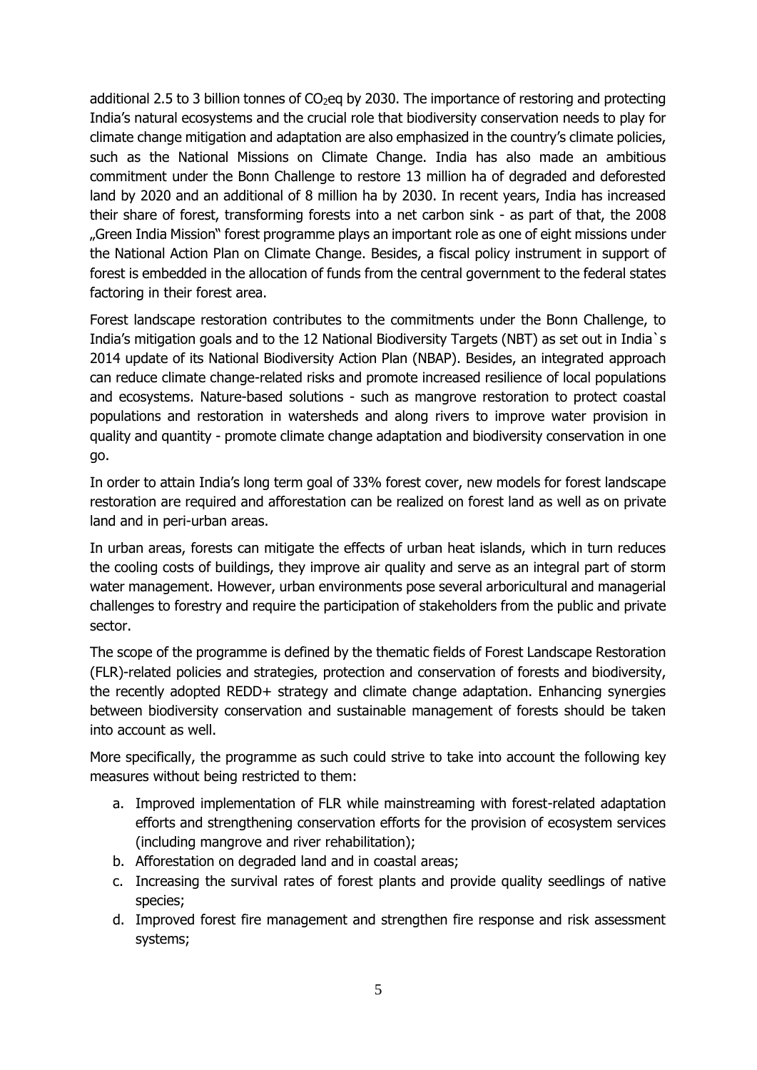additional 2.5 to 3 billion tonnes of $CO_2$eq by 2030. The importance of restoring and protecting India's natural ecosystems and the crucial role that biodiversity conservation needs to play for climate change mitigation and adaptation are also emphasized in the country's climate policies, such as the National Missions on Climate Change. India has also made an ambitious commitment under the Bonn Challenge to restore 13 million ha of degraded and deforested land by 2020 and an additional of 8 million ha by 2030. In recent years, India has increased their share of forest, transforming forests into a net carbon sink - as part of that, the 2008 „Green India Mission" forest programme plays an important role as one of eight missions under the National Action Plan on Climate Change. Besides, a fiscal policy instrument in support of forest is embedded in the allocation of funds from the central government to the federal states factoring in their forest area.

Forest landscape restoration contributes to the commitments under the Bonn Challenge, to India's mitigation goals and to the 12 National Biodiversity Targets (NBT) as set out in India`s 2014 update of its National Biodiversity Action Plan (NBAP). Besides, an integrated approach can reduce climate change-related risks and promote increased resilience of local populations and ecosystems. Nature-based solutions - such as mangrove restoration to protect coastal populations and restoration in watersheds and along rivers to improve water provision in quality and quantity - promote climate change adaptation and biodiversity conservation in one go.

In order to attain India's long term goal of 33% forest cover, new models for forest landscape restoration are required and afforestation can be realized on forest land as well as on private land and in peri-urban areas.

In urban areas, forests can mitigate the effects of urban heat islands, which in turn reduces the cooling costs of buildings, they improve air quality and serve as an integral part of storm water management. However, urban environments pose several arboricultural and managerial challenges to forestry and require the participation of stakeholders from the public and private sector.

The scope of the programme is defined by the thematic fields of Forest Landscape Restoration (FLR)-related policies and strategies, protection and conservation of forests and biodiversity, the recently adopted REDD+ strategy and climate change adaptation. Enhancing synergies between biodiversity conservation and sustainable management of forests should be taken into account as well.

More specifically, the programme as such could strive to take into account the following key measures without being restricted to them:

a. Improved implementation of FLR while mainstreaming with forest-related adaptation efforts and strengthening conservation efforts for the provision of ecosystem services (including mangrove and river rehabilitation);
b. Afforestation on degraded land and in coastal areas;
c. Increasing the survival rates of forest plants and provide quality seedlings of native species;
d. Improved forest fire management and strengthen fire response and risk assessment systems;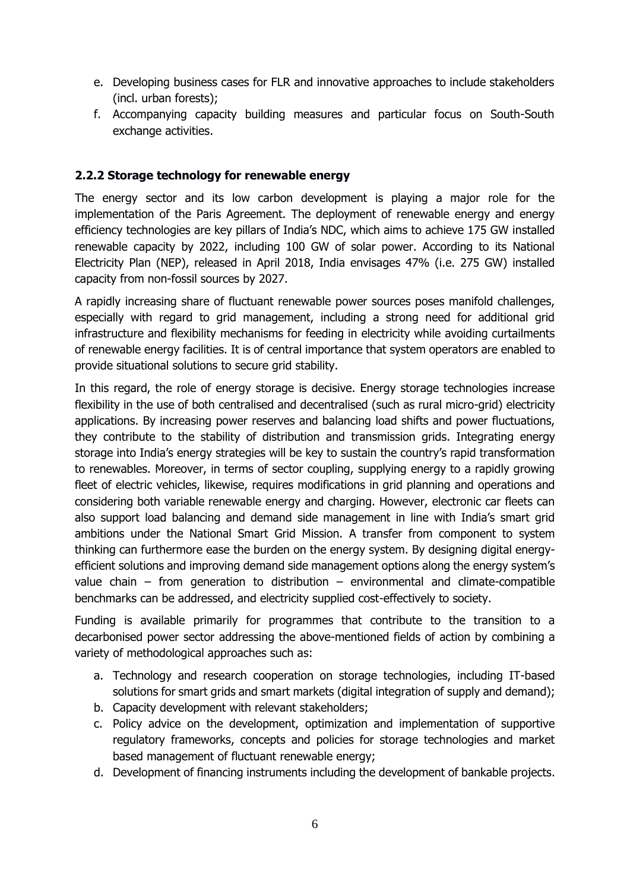e. Developing business cases for FLR and innovative approaches to include stakeholders (incl. urban forests);
f. Accompanying capacity building measures and particular focus on South-South exchange activities.

### 2.2.2 Storage technology for renewable energy

The energy sector and its low carbon development is playing a major role for the implementation of the Paris Agreement. The deployment of renewable energy and energy efficiency technologies are key pillars of India's NDC, which aims to achieve 175 GW installed renewable capacity by 2022, including 100 GW of solar power. According to its National Electricity Plan (NEP), released in April 2018, India envisages 47% (i.e. 275 GW) installed capacity from non-fossil sources by 2027.

A rapidly increasing share of fluctuant renewable power sources poses manifold challenges, especially with regard to grid management, including a strong need for additional grid infrastructure and flexibility mechanisms for feeding in electricity while avoiding curtailments of renewable energy facilities. It is of central importance that system operators are enabled to provide situational solutions to secure grid stability.

In this regard, the role of energy storage is decisive. Energy storage technologies increase flexibility in the use of both centralised and decentralised (such as rural micro-grid) electricity applications. By increasing power reserves and balancing load shifts and power fluctuations, they contribute to the stability of distribution and transmission grids. Integrating energy storage into India's energy strategies will be key to sustain the country's rapid transformation to renewables. Moreover, in terms of sector coupling, supplying energy to a rapidly growing fleet of electric vehicles, likewise, requires modifications in grid planning and operations and considering both variable renewable energy and charging. However, electronic car fleets can also support load balancing and demand side management in line with India's smart grid ambitions under the National Smart Grid Mission. A transfer from component to system thinking can furthermore ease the burden on the energy system. By designing digital energy-efficient solutions and improving demand side management options along the energy system's value chain – from generation to distribution – environmental and climate-compatible benchmarks can be addressed, and electricity supplied cost-effectively to society.

Funding is available primarily for programmes that contribute to the transition to a decarbonised power sector addressing the above-mentioned fields of action by combining a variety of methodological approaches such as:

a. Technology and research cooperation on storage technologies, including IT-based solutions for smart grids and smart markets (digital integration of supply and demand);
b. Capacity development with relevant stakeholders;
c. Policy advice on the development, optimization and implementation of supportive regulatory frameworks, concepts and policies for storage technologies and market based management of fluctuant renewable energy;
d. Development of financing instruments including the development of bankable projects.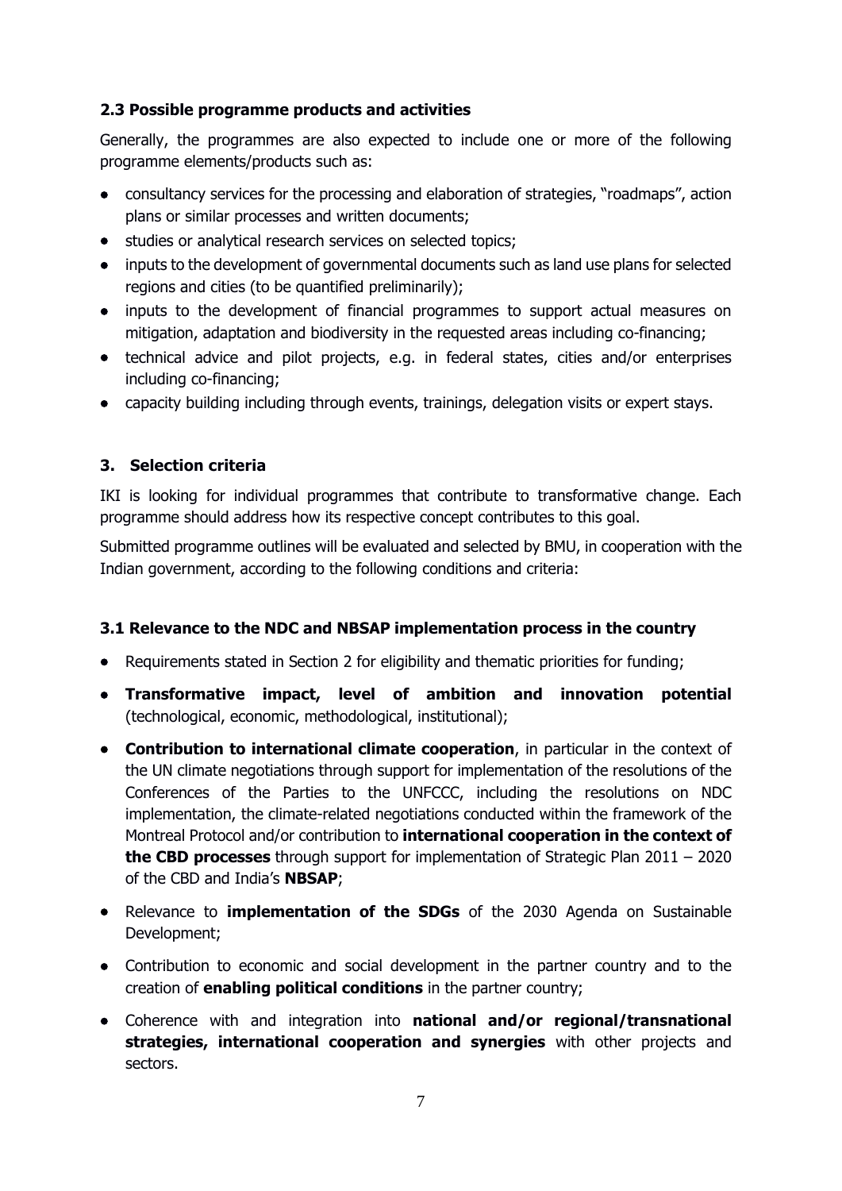### 2.3 Possible programme products and activities

Generally, the programmes are also expected to include one or more of the following programme elements/products such as:

- consultancy services for the processing and elaboration of strategies, "roadmaps", action plans or similar processes and written documents;
- studies or analytical research services on selected topics;
- inputs to the development of governmental documents such as land use plans for selected regions and cities (to be quantified preliminarily);
- inputs to the development of financial programmes to support actual measures on mitigation, adaptation and biodiversity in the requested areas including co-financing;
- technical advice and pilot projects, e.g. in federal states, cities and/or enterprises including co-financing;
- capacity building including through events, trainings, delegation visits or expert stays.

## 3. Selection criteria

IKI is looking for individual programmes that contribute to transformative change. Each programme should address how its respective concept contributes to this goal.

Submitted programme outlines will be evaluated and selected by BMU, in cooperation with the Indian government, according to the following conditions and criteria:

### 3.1 Relevance to the NDC and NBSAP implementation process in the country

- Requirements stated in Section 2 for eligibility and thematic priorities for funding;
- **Transformative impact, level of ambition and innovation potential** (technological, economic, methodological, institutional);
- **Contribution to international climate cooperation**, in particular in the context of the UN climate negotiations through support for implementation of the resolutions of the Conferences of the Parties to the UNFCCC, including the resolutions on NDC implementation, the climate-related negotiations conducted within the framework of the Montreal Protocol and/or contribution to **international cooperation in the context of the CBD processes** through support for implementation of Strategic Plan 2011 – 2020 of the CBD and India's **NBSAP**;
- Relevance to **implementation of the SDGs** of the 2030 Agenda on Sustainable Development;
- Contribution to economic and social development in the partner country and to the creation of **enabling political conditions** in the partner country;
- Coherence with and integration into **national and/or regional/transnational strategies, international cooperation and synergies** with other projects and sectors.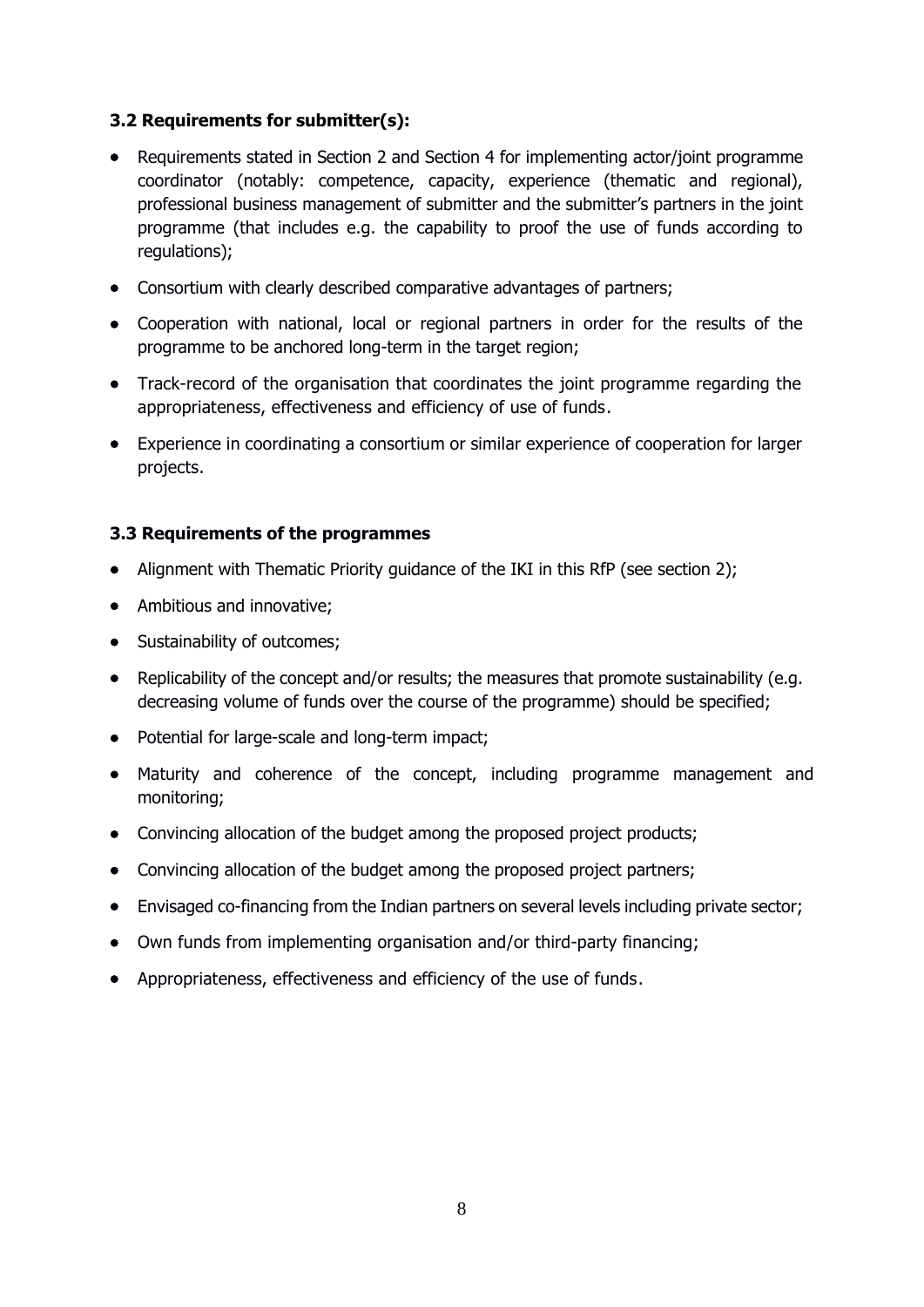### 3.2 Requirements for submitter(s):

- Requirements stated in Section 2 and Section 4 for implementing actor/joint programme coordinator (notably: competence, capacity, experience (thematic and regional), professional business management of submitter and the submitter's partners in the joint programme (that includes e.g. the capability to proof the use of funds according to regulations);
- Consortium with clearly described comparative advantages of partners;
- Cooperation with national, local or regional partners in order for the results of the programme to be anchored long-term in the target region;
- Track-record of the organisation that coordinates the joint programme regarding the appropriateness, effectiveness and efficiency of use of funds.
- Experience in coordinating a consortium or similar experience of cooperation for larger projects.

### 3.3 Requirements of the programmes

- Alignment with Thematic Priority guidance of the IKI in this RfP (see section 2);
- Ambitious and innovative;
- Sustainability of outcomes;
- Replicability of the concept and/or results; the measures that promote sustainability (e.g. decreasing volume of funds over the course of the programme) should be specified;
- Potential for large-scale and long-term impact;
- Maturity and coherence of the concept, including programme management and monitoring;
- Convincing allocation of the budget among the proposed project products;
- Convincing allocation of the budget among the proposed project partners;
- Envisaged co-financing from the Indian partners on several levels including private sector;
- Own funds from implementing organisation and/or third-party financing;
- Appropriateness, effectiveness and efficiency of the use of funds.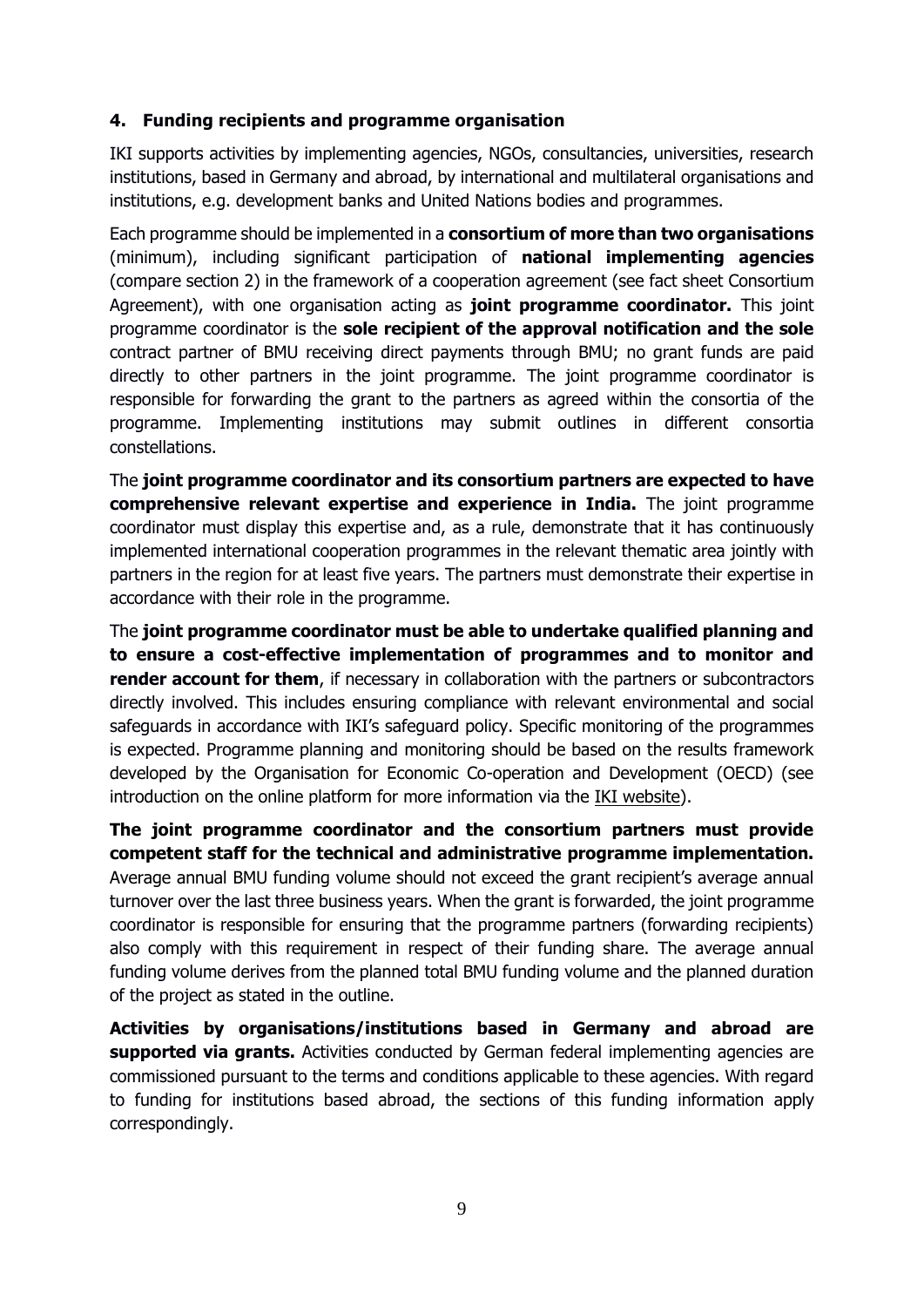### 4. Funding recipients and programme organisation

IKI supports activities by implementing agencies, NGOs, consultancies, universities, research institutions, based in Germany and abroad, by international and multilateral organisations and institutions, e.g. development banks and United Nations bodies and programmes.

Each programme should be implemented in a **consortium of more than two organisations** (minimum), including significant participation of **national implementing agencies** (compare section 2) in the framework of a cooperation agreement (see fact sheet Consortium Agreement), with one organisation acting as **joint programme coordinator.** This joint programme coordinator is the **sole recipient of the approval notification and the sole** contract partner of BMU receiving direct payments through BMU; no grant funds are paid directly to other partners in the joint programme. The joint programme coordinator is responsible for forwarding the grant to the partners as agreed within the consortia of the programme. Implementing institutions may submit outlines in different consortia constellations.

The **joint programme coordinator and its consortium partners are expected to have comprehensive relevant expertise and experience in India.** The joint programme coordinator must display this expertise and, as a rule, demonstrate that it has continuously implemented international cooperation programmes in the relevant thematic area jointly with partners in the region for at least five years. The partners must demonstrate their expertise in accordance with their role in the programme.

The **joint programme coordinator must be able to undertake qualified planning and to ensure a cost-effective implementation of programmes and to monitor and render account for them**, if necessary in collaboration with the partners or subcontractors directly involved. This includes ensuring compliance with relevant environmental and social safeguards in accordance with IKI's safeguard policy. Specific monitoring of the programmes is expected. Programme planning and monitoring should be based on the results framework developed by the Organisation for Economic Co-operation and Development (OECD) (see introduction on the online platform for more information via the IKI website).

**The joint programme coordinator and the consortium partners must provide competent staff for the technical and administrative programme implementation.** Average annual BMU funding volume should not exceed the grant recipient's average annual turnover over the last three business years. When the grant is forwarded, the joint programme coordinator is responsible for ensuring that the programme partners (forwarding recipients) also comply with this requirement in respect of their funding share. The average annual funding volume derives from the planned total BMU funding volume and the planned duration of the project as stated in the outline.

**Activities by organisations/institutions based in Germany and abroad are supported via grants.** Activities conducted by German federal implementing agencies are commissioned pursuant to the terms and conditions applicable to these agencies. With regard to funding for institutions based abroad, the sections of this funding information apply correspondingly.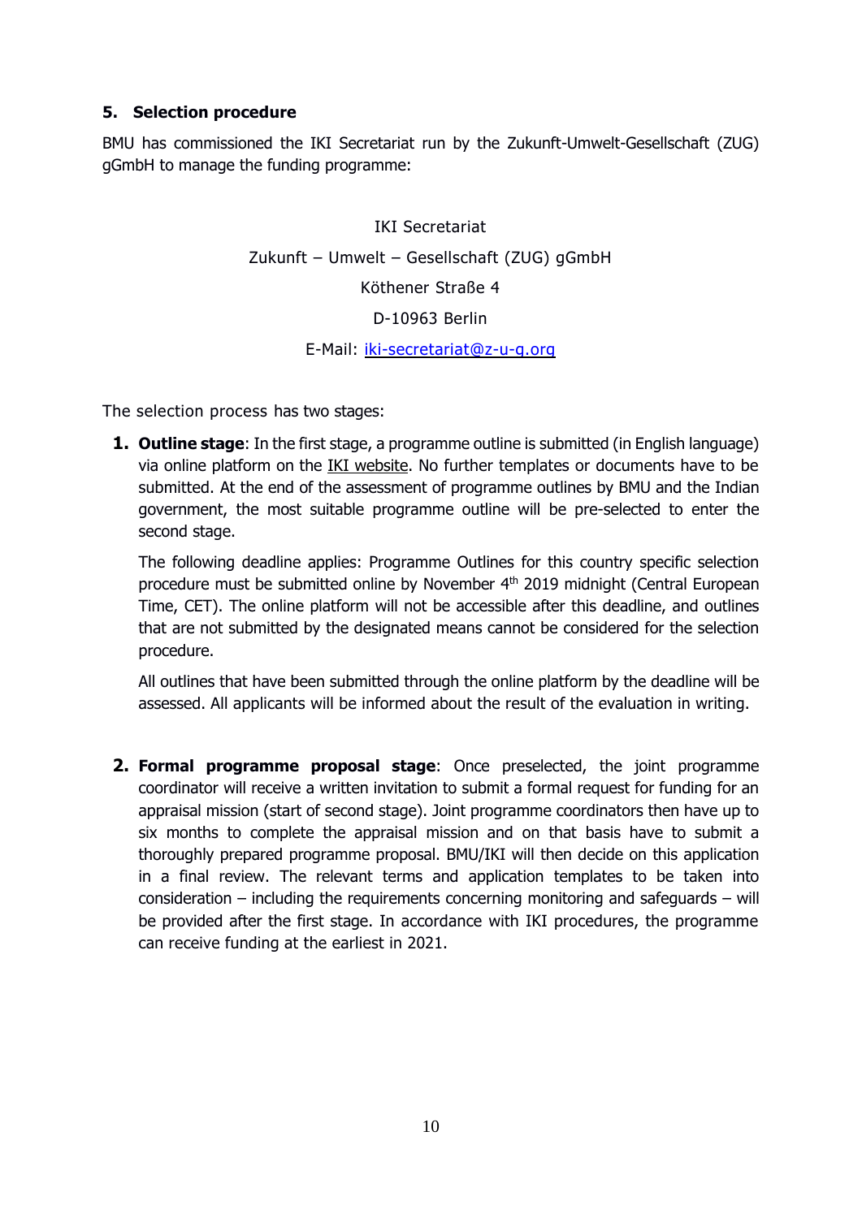## 5. Selection procedure

BMU has commissioned the IKI Secretariat run by the Zukunft-Umwelt-Gesellschaft (ZUG) gGmbH to manage the funding programme:

IKI Secretariat

Zukunft – Umwelt – Gesellschaft (ZUG) gGmbH

Köthener Straße 4

D-10963 Berlin

E-Mail: iki-secretariat@z-u-g.org

The selection process has two stages:

1. **Outline stage**: In the first stage, a programme outline is submitted (in English language) via online platform on the IKI website. No further templates or documents have to be submitted. At the end of the assessment of programme outlines by BMU and the Indian government, the most suitable programme outline will be pre-selected to enter the second stage.

   The following deadline applies: Programme Outlines for this country specific selection procedure must be submitted online by November 4th 2019 midnight (Central European Time, CET). The online platform will not be accessible after this deadline, and outlines that are not submitted by the designated means cannot be considered for the selection procedure.

   All outlines that have been submitted through the online platform by the deadline will be assessed. All applicants will be informed about the result of the evaluation in writing.

2. **Formal programme proposal stage**: Once preselected, the joint programme coordinator will receive a written invitation to submit a formal request for funding for an appraisal mission (start of second stage). Joint programme coordinators then have up to six months to complete the appraisal mission and on that basis have to submit a thoroughly prepared programme proposal. BMU/IKI will then decide on this application in a final review. The relevant terms and application templates to be taken into consideration – including the requirements concerning monitoring and safeguards – will be provided after the first stage. In accordance with IKI procedures, the programme can receive funding at the earliest in 2021.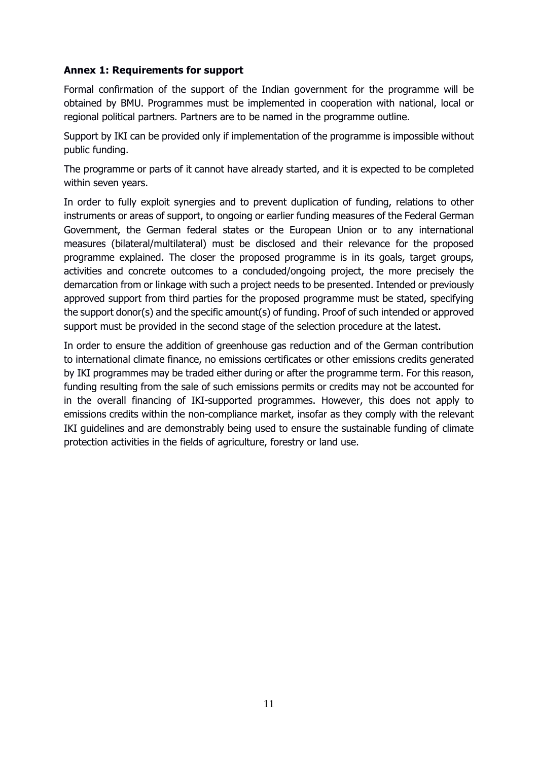**Annex 1: Requirements for support**

Formal confirmation of the support of the Indian government for the programme will be obtained by BMU. Programmes must be implemented in cooperation with national, local or regional political partners. Partners are to be named in the programme outline.

Support by IKI can be provided only if implementation of the programme is impossible without public funding.

The programme or parts of it cannot have already started, and it is expected to be completed within seven years.

In order to fully exploit synergies and to prevent duplication of funding, relations to other instruments or areas of support, to ongoing or earlier funding measures of the Federal German Government, the German federal states or the European Union or to any international measures (bilateral/multilateral) must be disclosed and their relevance for the proposed programme explained. The closer the proposed programme is in its goals, target groups, activities and concrete outcomes to a concluded/ongoing project, the more precisely the demarcation from or linkage with such a project needs to be presented. Intended or previously approved support from third parties for the proposed programme must be stated, specifying the support donor(s) and the specific amount(s) of funding. Proof of such intended or approved support must be provided in the second stage of the selection procedure at the latest.

In order to ensure the addition of greenhouse gas reduction and of the German contribution to international climate finance, no emissions certificates or other emissions credits generated by IKI programmes may be traded either during or after the programme term. For this reason, funding resulting from the sale of such emissions permits or credits may not be accounted for in the overall financing of IKI-supported programmes. However, this does not apply to emissions credits within the non-compliance market, insofar as they comply with the relevant IKI guidelines and are demonstrably being used to ensure the sustainable funding of climate protection activities in the fields of agriculture, forestry or land use.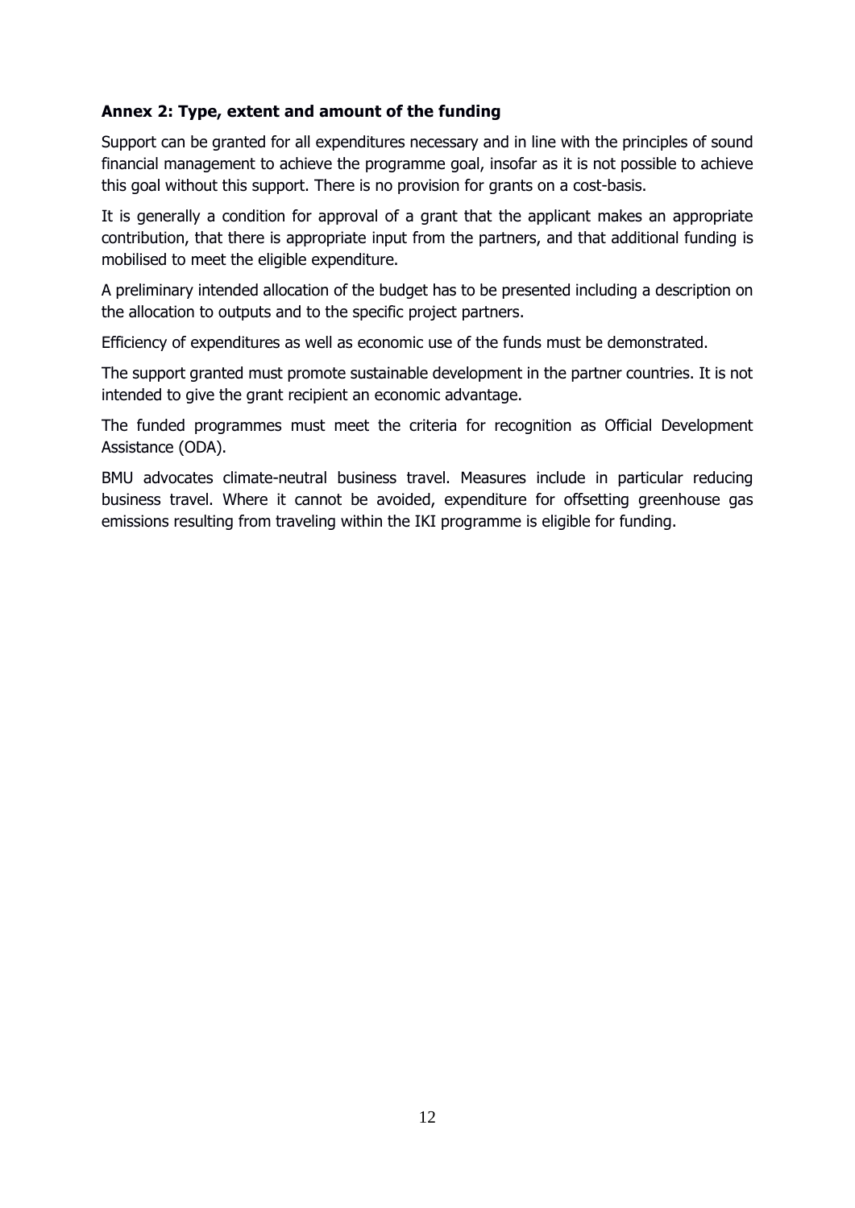**Annex 2: Type, extent and amount of the funding**

Support can be granted for all expenditures necessary and in line with the principles of sound financial management to achieve the programme goal, insofar as it is not possible to achieve this goal without this support. There is no provision for grants on a cost-basis.

It is generally a condition for approval of a grant that the applicant makes an appropriate contribution, that there is appropriate input from the partners, and that additional funding is mobilised to meet the eligible expenditure.

A preliminary intended allocation of the budget has to be presented including a description on the allocation to outputs and to the specific project partners.

Efficiency of expenditures as well as economic use of the funds must be demonstrated.

The support granted must promote sustainable development in the partner countries. It is not intended to give the grant recipient an economic advantage.

The funded programmes must meet the criteria for recognition as Official Development Assistance (ODA).

BMU advocates climate-neutral business travel. Measures include in particular reducing business travel. Where it cannot be avoided, expenditure for offsetting greenhouse gas emissions resulting from traveling within the IKI programme is eligible for funding.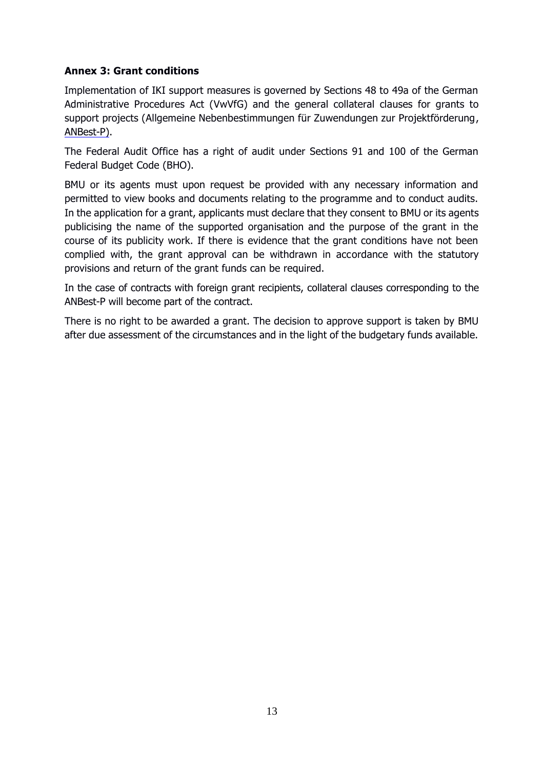**Annex 3: Grant conditions**

Implementation of IKI support measures is governed by Sections 48 to 49a of the German Administrative Procedures Act (VwVfG) and the general collateral clauses for grants to support projects (Allgemeine Nebenbestimmungen für Zuwendungen zur Projektförderung, ANBest-P).

The Federal Audit Office has a right of audit under Sections 91 and 100 of the German Federal Budget Code (BHO).

BMU or its agents must upon request be provided with any necessary information and permitted to view books and documents relating to the programme and to conduct audits. In the application for a grant, applicants must declare that they consent to BMU or its agents publicising the name of the supported organisation and the purpose of the grant in the course of its publicity work. If there is evidence that the grant conditions have not been complied with, the grant approval can be withdrawn in accordance with the statutory provisions and return of the grant funds can be required.

In the case of contracts with foreign grant recipients, collateral clauses corresponding to the ANBest-P will become part of the contract.

There is no right to be awarded a grant. The decision to approve support is taken by BMU after due assessment of the circumstances and in the light of the budgetary funds available.